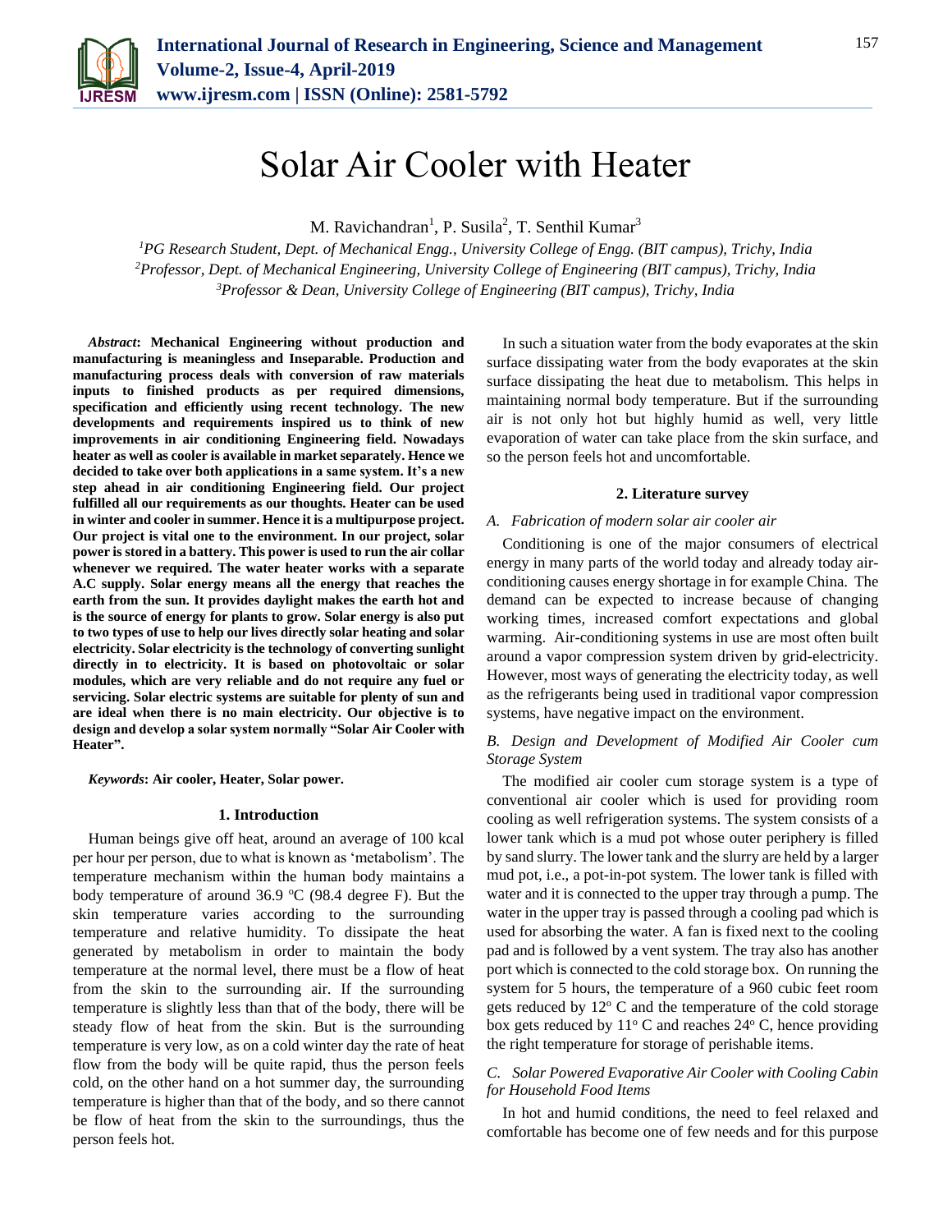# Solar Air Cooler with Heater

M. Ravichandran[1], P. Susila[2], T. Senthil Kumar[3]

[1]*PG Research Student, Dept. of Mechanical Engg., University College of Engg. (BIT campus), Trichy, India*
[2]*Professor, Dept. of Mechanical Engineering, University College of Engineering (BIT campus), Trichy, India*
[3]*Professor & Dean, University College of Engineering (BIT campus), Trichy, India*

***Abstract*: Mechanical Engineering without production and manufacturing is meaningless and Inseparable. Production and manufacturing process deals with conversion of raw materials inputs to finished products as per required dimensions, specification and efficiently using recent technology. The new developments and requirements inspired us to think of new improvements in air conditioning Engineering field. Nowadays heater as well as cooler is available in market separately. Hence we decided to take over both applications in a same system. It's a new step ahead in air conditioning Engineering field. Our project fulfilled all our requirements as our thoughts. Heater can be used in winter and cooler in summer. Hence it is a multipurpose project. Our project is vital one to the environment. In our project, solar power is stored in a battery. This power is used to run the air collar whenever we required. The water heater works with a separate A.C supply. Solar energy means all the energy that reaches the earth from the sun. It provides daylight makes the earth hot and is the source of energy for plants to grow. Solar energy is also put to two types of use to help our lives directly solar heating and solar electricity. Solar electricity is the technology of converting sunlight directly in to electricity. It is based on photovoltaic or solar modules, which are very reliable and do not require any fuel or servicing. Solar electric systems are suitable for plenty of sun and are ideal when there is no main electricity. Our objective is to design and develop a solar system normally "Solar Air Cooler with Heater".**

***Keywords*: Air cooler, Heater, Solar power.**

## 1. Introduction

Human beings give off heat, around an average of 100 kcal per hour per person, due to what is known as 'metabolism'. The temperature mechanism within the human body maintains a body temperature of around 36.9 $^{o}$C (98.4 degree F). But the skin temperature varies according to the surrounding temperature and relative humidity. To dissipate the heat generated by metabolism in order to maintain the body temperature at the normal level, there must be a flow of heat from the skin to the surrounding air. If the surrounding temperature is slightly less than that of the body, there will be steady flow of heat from the skin. But is the surrounding temperature is very low, as on a cold winter day the rate of heat flow from the body will be quite rapid, thus the person feels cold, on the other hand on a hot summer day, the surrounding temperature is higher than that of the body, and so there cannot be flow of heat from the skin to the surroundings, thus the person feels hot.

In such a situation water from the body evaporates at the skin surface dissipating water from the body evaporates at the skin surface dissipating the heat due to metabolism. This helps in maintaining normal body temperature. But if the surrounding air is not only hot but highly humid as well, very little evaporation of water can take place from the skin surface, and so the person feels hot and uncomfortable.

## 2. Literature survey

### *A. Fabrication of modern solar air cooler air*

Conditioning is one of the major consumers of electrical energy in many parts of the world today and already today air-conditioning causes energy shortage in for example China. The demand can be expected to increase because of changing working times, increased comfort expectations and global warming. Air-conditioning systems in use are most often built around a vapor compression system driven by grid-electricity. However, most ways of generating the electricity today, as well as the refrigerants being used in traditional vapor compression systems, have negative impact on the environment.

### *B. Design and Development of Modified Air Cooler cum Storage System*

The modified air cooler cum storage system is a type of conventional air cooler which is used for providing room cooling as well refrigeration systems. The system consists of a lower tank which is a mud pot whose outer periphery is filled by sand slurry. The lower tank and the slurry are held by a larger mud pot, i.e., a pot-in-pot system. The lower tank is filled with water and it is connected to the upper tray through a pump. The water in the upper tray is passed through a cooling pad which is used for absorbing the water. A fan is fixed next to the cooling pad and is followed by a vent system. The tray also has another port which is connected to the cold storage box. On running the system for 5 hours, the temperature of a 960 cubic feet room gets reduced by 12$^{o}$ C and the temperature of the cold storage box gets reduced by 11$^{o}$ C and reaches 24$^{o}$ C, hence providing the right temperature for storage of perishable items.

### *C. Solar Powered Evaporative Air Cooler with Cooling Cabin for Household Food Items*

In hot and humid conditions, the need to feel relaxed and comfortable has become one of few needs and for this purpose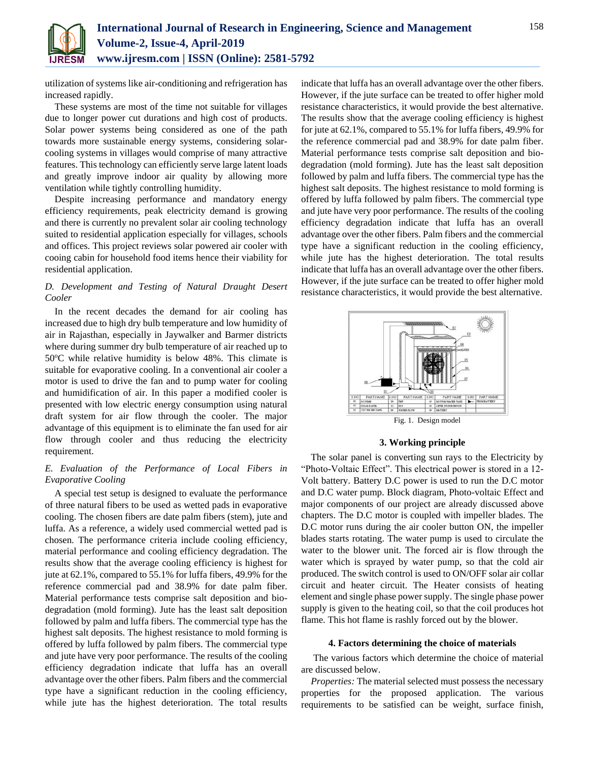utilization of systems like air-conditioning and refrigeration has increased rapidly.

These systems are most of the time not suitable for villages due to longer power cut durations and high cost of products. Solar power systems being considered as one of the path towards more sustainable energy systems, considering solar-cooling systems in villages would comprise of many attractive features. This technology can efficiently serve large latent loads and greatly improve indoor air quality by allowing more ventilation while tightly controlling humidity.

Despite increasing performance and mandatory energy efficiency requirements, peak electricity demand is growing and there is currently no prevalent solar air cooling technology suited to residential application especially for villages, schools and offices. This project reviews solar powered air cooler with cooing cabin for household food items hence their viability for residential application.

### *D. Development and Testing of Natural Draught Desert Cooler*

In the recent decades the demand for air cooling has increased due to high dry bulb temperature and low humidity of air in Rajasthan, especially in Jaywalker and Barmer districts where during summer dry bulb temperature of air reached up to 50ºC while relative humidity is below 48%. This climate is suitable for evaporative cooling. In a conventional air cooler a motor is used to drive the fan and to pump water for cooling and humidification of air. In this paper a modified cooler is presented with low electric energy consumption using natural draft system for air flow through the cooler. The major advantage of this equipment is to eliminate the fan used for air flow through cooler and thus reducing the electricity requirement.

### *E. Evaluation of the Performance of Local Fibers in Evaporative Cooling*

A special test setup is designed to evaluate the performance of three natural fibers to be used as wetted pads in evaporative cooling. The chosen fibers are date palm fibers (stem), jute and luffa. As a reference, a widely used commercial wetted pad is chosen. The performance criteria include cooling efficiency, material performance and cooling efficiency degradation. The results show that the average cooling efficiency is highest for jute at 62.1%, compared to 55.1% for luffa fibers, 49.9% for the reference commercial pad and 38.9% for date palm fiber. Material performance tests comprise salt deposition and bio-degradation (mold forming). Jute has the least salt deposition followed by palm and luffa fibers. The commercial type has the highest salt deposits. The highest resistance to mold forming is offered by luffa followed by palm fibers. The commercial type and jute have very poor performance. The results of the cooling efficiency degradation indicate that luffa has an overall advantage over the other fibers. Palm fibers and the commercial type have a significant reduction in the cooling efficiency, while jute has the highest deterioration. The total results indicate that luffa has an overall advantage over the other fibers. However, if the jute surface can be treated to offer higher mold resistance characteristics, it would provide the best alternative. The results show that the average cooling efficiency is highest for jute at 62.1%, compared to 55.1% for luffa fibers, 49.9% for the reference commercial pad and 38.9% for date palm fiber. Material performance tests comprise salt deposition and bio-degradation (mold forming). Jute has the least salt deposition followed by palm and luffa fibers. The commercial type has the highest salt deposits. The highest resistance to mold forming is offered by luffa followed by palm fibers. The commercial type and jute have very poor performance. The results of the cooling efficiency degradation indicate that luffa has an overall advantage over the other fibers. Palm fibers and the commercial type have a significant reduction in the cooling efficiency, while jute has the highest deterioration. The total results indicate that luffa has an overall advantage over the other fibers. However, if the jute surface can be treated to offer higher mold resistance characteristics, it would provide the best alternative.

Fig. 1. Design model

## 3. Working principle

The solar panel is converting sun rays to the Electricity by "Photo-Voltaic Effect". This electrical power is stored in a 12-Volt battery. Battery D.C power is used to run the D.C motor and D.C water pump. Block diagram, Photo-voltaic Effect and major components of our project are already discussed above chapters. The D.C motor is coupled with impeller blades. The D.C motor runs during the air cooler button ON, the impeller blades starts rotating. The water pump is used to circulate the water to the blower unit. The forced air is flow through the water which is sprayed by water pump, so that the cold air produced. The switch control is used to ON/OFF solar air collar circuit and heater circuit. The Heater consists of heating element and single phase power supply. The single phase power supply is given to the heating coil, so that the coil produces hot flame. This hot flame is rashly forced out by the blower.

## 4. Factors determining the choice of materials

The various factors which determine the choice of material are discussed below.

*Properties:* The material selected must possess the necessary properties for the proposed application. The various requirements to be satisfied can be weight, surface finish,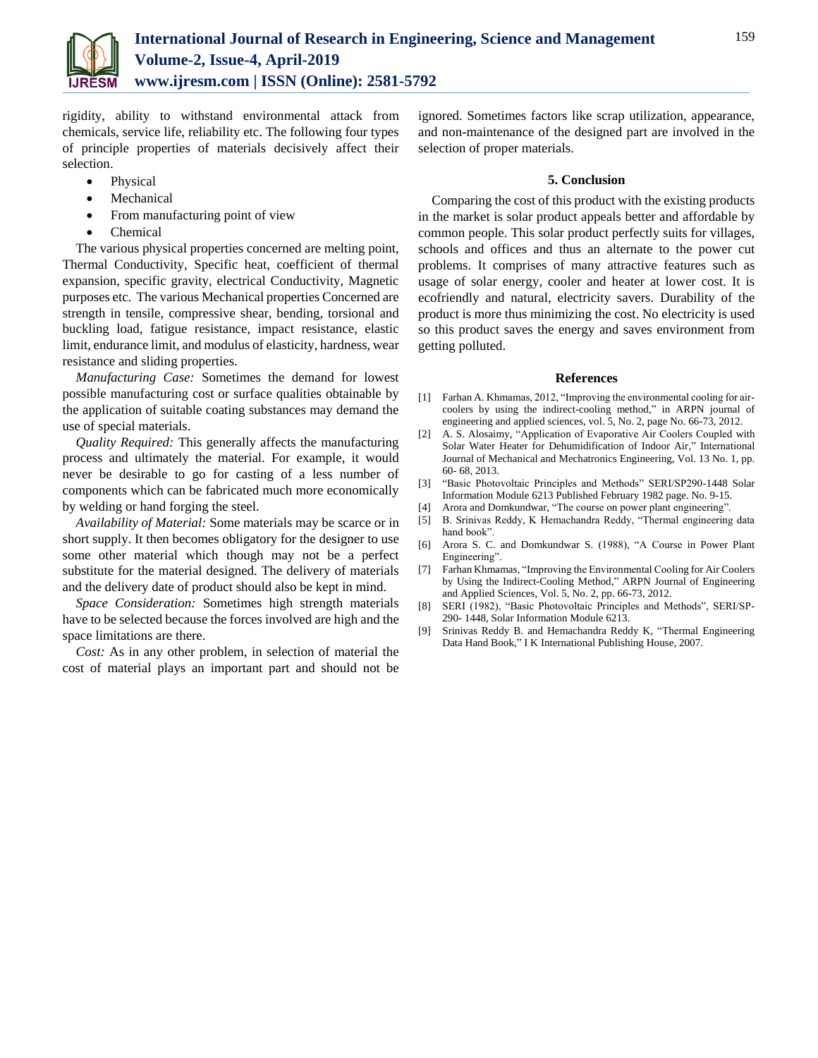rigidity, ability to withstand environmental attack from chemicals, service life, reliability etc. The following four types of principle properties of materials decisively affect their selection.

- Physical
- Mechanical
- From manufacturing point of view
- Chemical

The various physical properties concerned are melting point, Thermal Conductivity, Specific heat, coefficient of thermal expansion, specific gravity, electrical Conductivity, Magnetic purposes etc. The various Mechanical properties Concerned are strength in tensile, compressive shear, bending, torsional and buckling load, fatigue resistance, impact resistance, elastic limit, endurance limit, and modulus of elasticity, hardness, wear resistance and sliding properties.

*Manufacturing Case:* Sometimes the demand for lowest possible manufacturing cost or surface qualities obtainable by the application of suitable coating substances may demand the use of special materials.

*Quality Required:* This generally affects the manufacturing process and ultimately the material. For example, it would never be desirable to go for casting of a less number of components which can be fabricated much more economically by welding or hand forging the steel.

*Availability of Material:* Some materials may be scarce or in short supply. It then becomes obligatory for the designer to use some other material which though may not be a perfect substitute for the material designed. The delivery of materials and the delivery date of product should also be kept in mind.

*Space Consideration:* Sometimes high strength materials have to be selected because the forces involved are high and the space limitations are there.

*Cost:* As in any other problem, in selection of material the cost of material plays an important part and should not be ignored. Sometimes factors like scrap utilization, appearance, and non-maintenance of the designed part are involved in the selection of proper materials.

## 5. Conclusion

Comparing the cost of this product with the existing products in the market is solar product appeals better and affordable by common people. This solar product perfectly suits for villages, schools and offices and thus an alternate to the power cut problems. It comprises of many attractive features such as usage of solar energy, cooler and heater at lower cost. It is ecofriendly and natural, electricity savers. Durability of the product is more thus minimizing the cost. No electricity is used so this product saves the energy and saves environment from getting polluted.

## References

[1] Farhan A. Khmamas, 2012, "Improving the environmental cooling for air-coolers by using the indirect-cooling method," in ARPN journal of engineering and applied sciences, vol. 5, No. 2, page No. 66-73, 2012.

[2] A. S. Alosaimy, "Application of Evaporative Air Coolers Coupled with Solar Water Heater for Dehumidification of Indoor Air," International Journal of Mechanical and Mechatronics Engineering, Vol. 13 No. 1, pp. 60- 68, 2013.

[3] "Basic Photovoltaic Principles and Methods" SERI/SP290-1448 Solar Information Module 6213 Published February 1982 page. No. 9-15.

[4] Arora and Domkundwar, "The course on power plant engineering".

[5] B. Srinivas Reddy, K Hemachandra Reddy, "Thermal engineering data hand book".

[6] Arora S. C. and Domkundwar S. (1988), "A Course in Power Plant Engineering".

[7] Farhan Khmamas, "Improving the Environmental Cooling for Air Coolers by Using the Indirect-Cooling Method," ARPN Journal of Engineering and Applied Sciences, Vol. 5, No. 2, pp. 66-73, 2012.

[8] SERI (1982), "Basic Photovoltaic Principles and Methods", SERI/SP-290- 1448, Solar Information Module 6213.

[9] Srinivas Reddy B. and Hemachandra Reddy K, "Thermal Engineering Data Hand Book," I K International Publishing House, 2007.